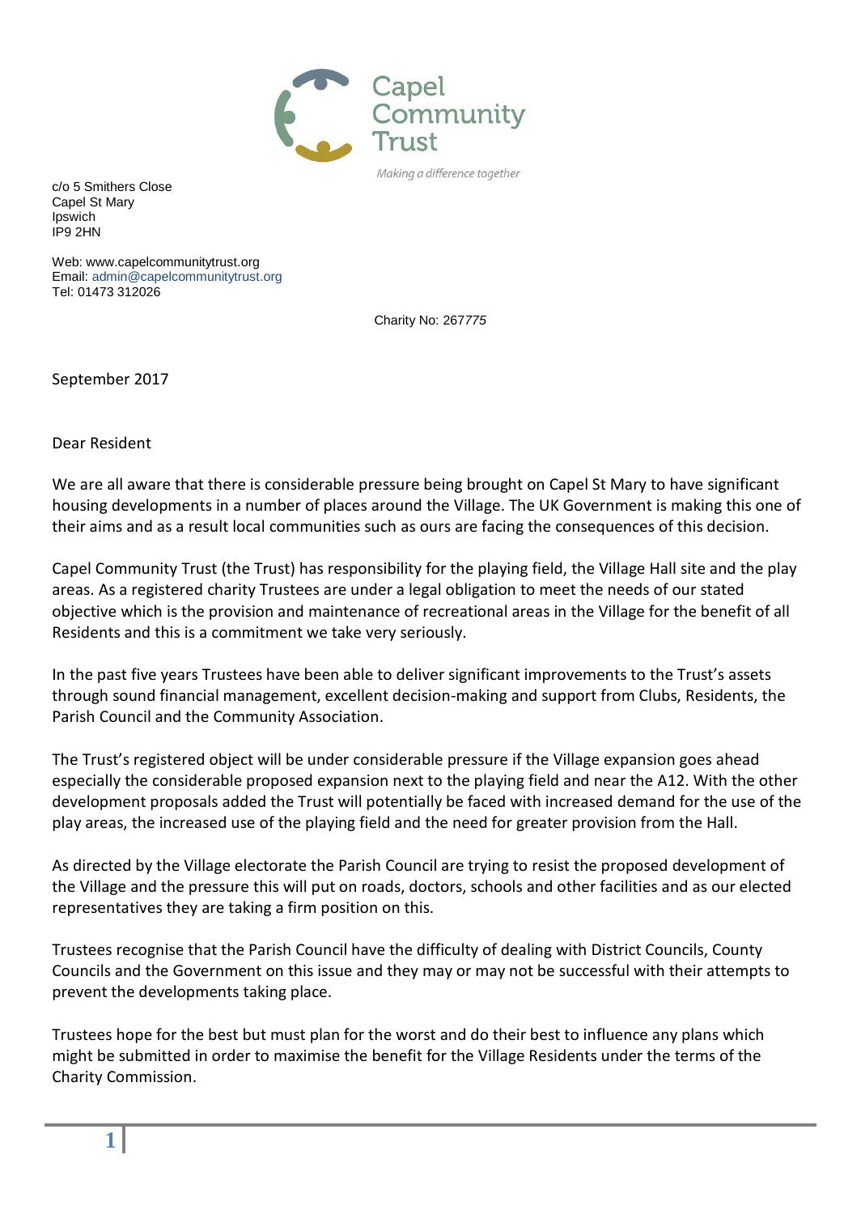**Capel Community Trust**

*Making a difference together*

c/o 5 Smithers Close
Capel St Mary
Ipswich
IP9 2HN

Web: www.capelcommunitytrust.org
Email: admin@capelcommunitytrust.org
Tel: 01473 312026

Charity No: 267775

September 2017

Dear Resident

We are all aware that there is considerable pressure being brought on Capel St Mary to have significant housing developments in a number of places around the Village. The UK Government is making this one of their aims and as a result local communities such as ours are facing the consequences of this decision.

Capel Community Trust (the Trust) has responsibility for the playing field, the Village Hall site and the play areas. As a registered charity Trustees are under a legal obligation to meet the needs of our stated objective which is the provision and maintenance of recreational areas in the Village for the benefit of all Residents and this is a commitment we take very seriously.

In the past five years Trustees have been able to deliver significant improvements to the Trust's assets through sound financial management, excellent decision-making and support from Clubs, Residents, the Parish Council and the Community Association.

The Trust's registered object will be under considerable pressure if the Village expansion goes ahead especially the considerable proposed expansion next to the playing field and near the A12. With the other development proposals added the Trust will potentially be faced with increased demand for the use of the play areas, the increased use of the playing field and the need for greater provision from the Hall.

As directed by the Village electorate the Parish Council are trying to resist the proposed development of the Village and the pressure this will put on roads, doctors, schools and other facilities and as our elected representatives they are taking a firm position on this.

Trustees recognise that the Parish Council have the difficulty of dealing with District Councils, County Councils and the Government on this issue and they may or may not be successful with their attempts to prevent the developments taking place.

Trustees hope for the best but must plan for the worst and do their best to influence any plans which might be submitted in order to maximise the benefit for the Village Residents under the terms of the Charity Commission.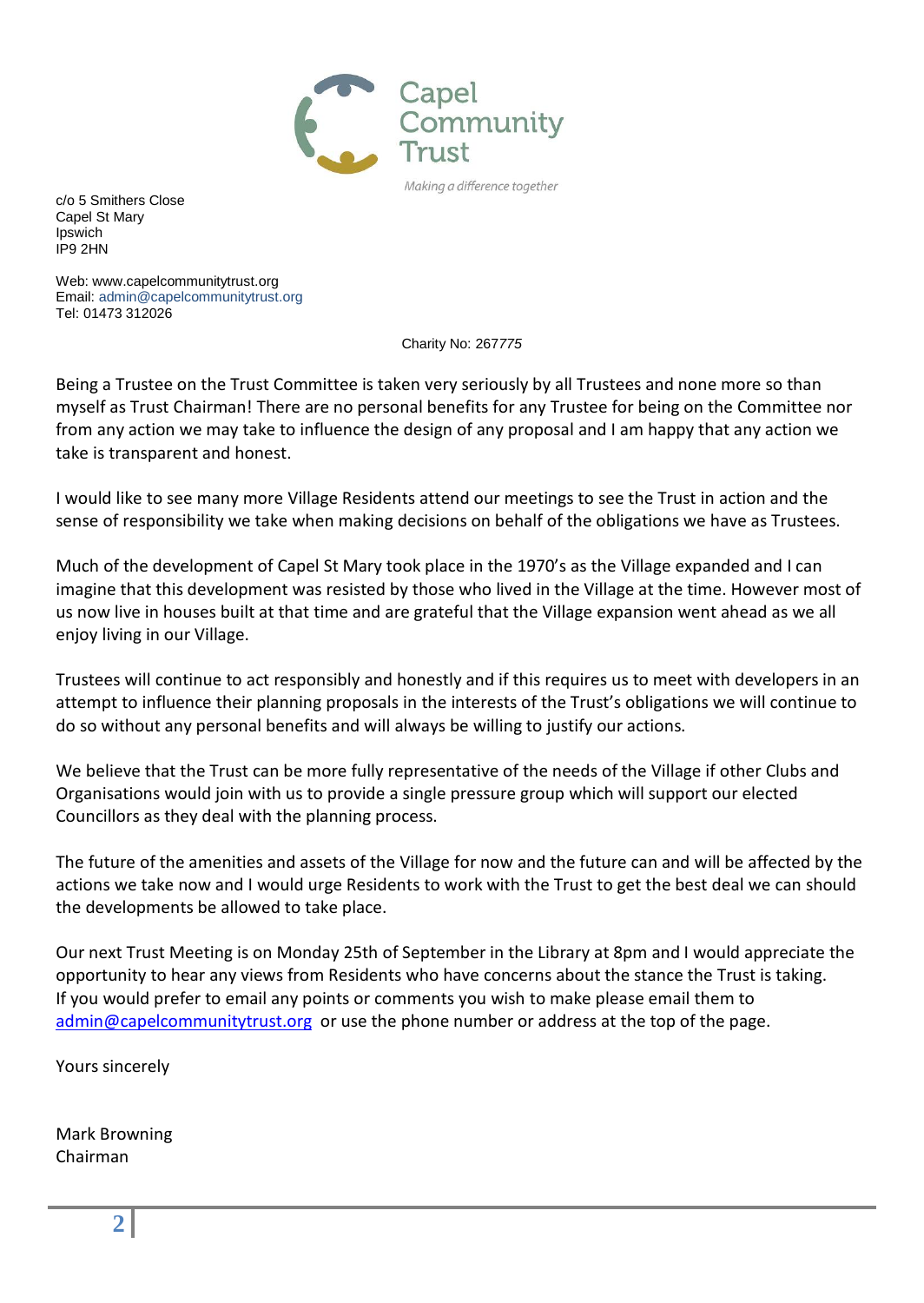Capel Community Trust

*Making a difference together*

c/o 5 Smithers Close
Capel St Mary
Ipswich
IP9 2HN

Web: www.capelcommunitytrust.org
Email: admin@capelcommunitytrust.org
Tel: 01473 312026

Charity No: 267*775*

Being a Trustee on the Trust Committee is taken very seriously by all Trustees and none more so than myself as Trust Chairman! There are no personal benefits for any Trustee for being on the Committee nor from any action we may take to influence the design of any proposal and I am happy that any action we take is transparent and honest.

I would like to see many more Village Residents attend our meetings to see the Trust in action and the sense of responsibility we take when making decisions on behalf of the obligations we have as Trustees.

Much of the development of Capel St Mary took place in the 1970's as the Village expanded and I can imagine that this development was resisted by those who lived in the Village at the time. However most of us now live in houses built at that time and are grateful that the Village expansion went ahead as we all enjoy living in our Village.

Trustees will continue to act responsibly and honestly and if this requires us to meet with developers in an attempt to influence their planning proposals in the interests of the Trust's obligations we will continue to do so without any personal benefits and will always be willing to justify our actions.

We believe that the Trust can be more fully representative of the needs of the Village if other Clubs and Organisations would join with us to provide a single pressure group which will support our elected Councillors as they deal with the planning process.

The future of the amenities and assets of the Village for now and the future can and will be affected by the actions we take now and I would urge Residents to work with the Trust to get the best deal we can should the developments be allowed to take place.

Our next Trust Meeting is on Monday 25th of September in the Library at 8pm and I would appreciate the opportunity to hear any views from Residents who have concerns about the stance the Trust is taking. If you would prefer to email any points or comments you wish to make please email them to admin@capelcommunitytrust.org or use the phone number or address at the top of the page.

Yours sincerely

Mark Browning
Chairman